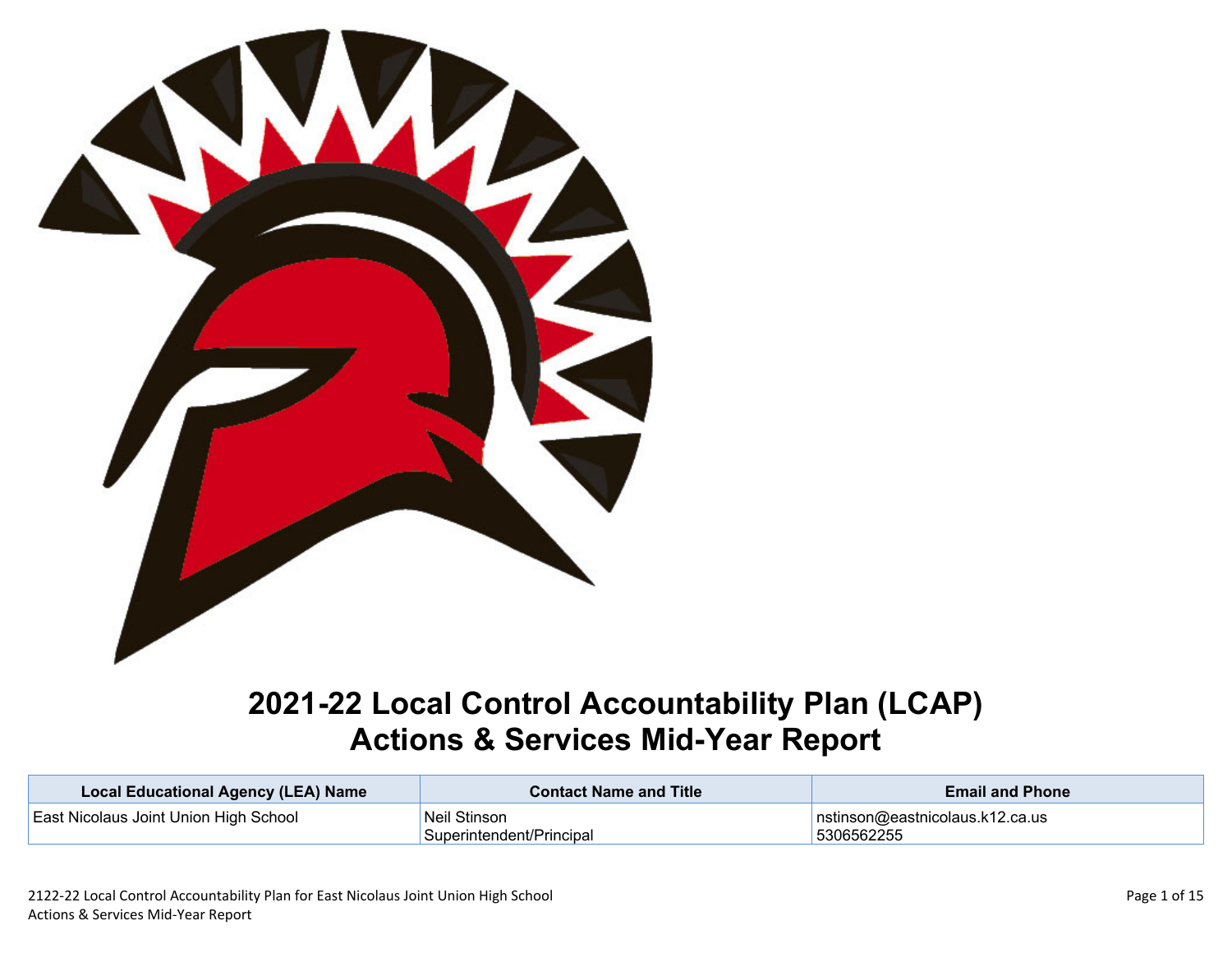# 2021-22 Local Control Accountability Plan (LCAP) Actions & Services Mid-Year Report

| Local Educational Agency (LEA) Name | Contact Name and Title | Email and Phone |
|---|---|---|
| East Nicolaus Joint Union High School | Neil Stinson<br>Superintendent/Principal | nstinson@eastnicolaus.k12.ca.us<br>5306562255 |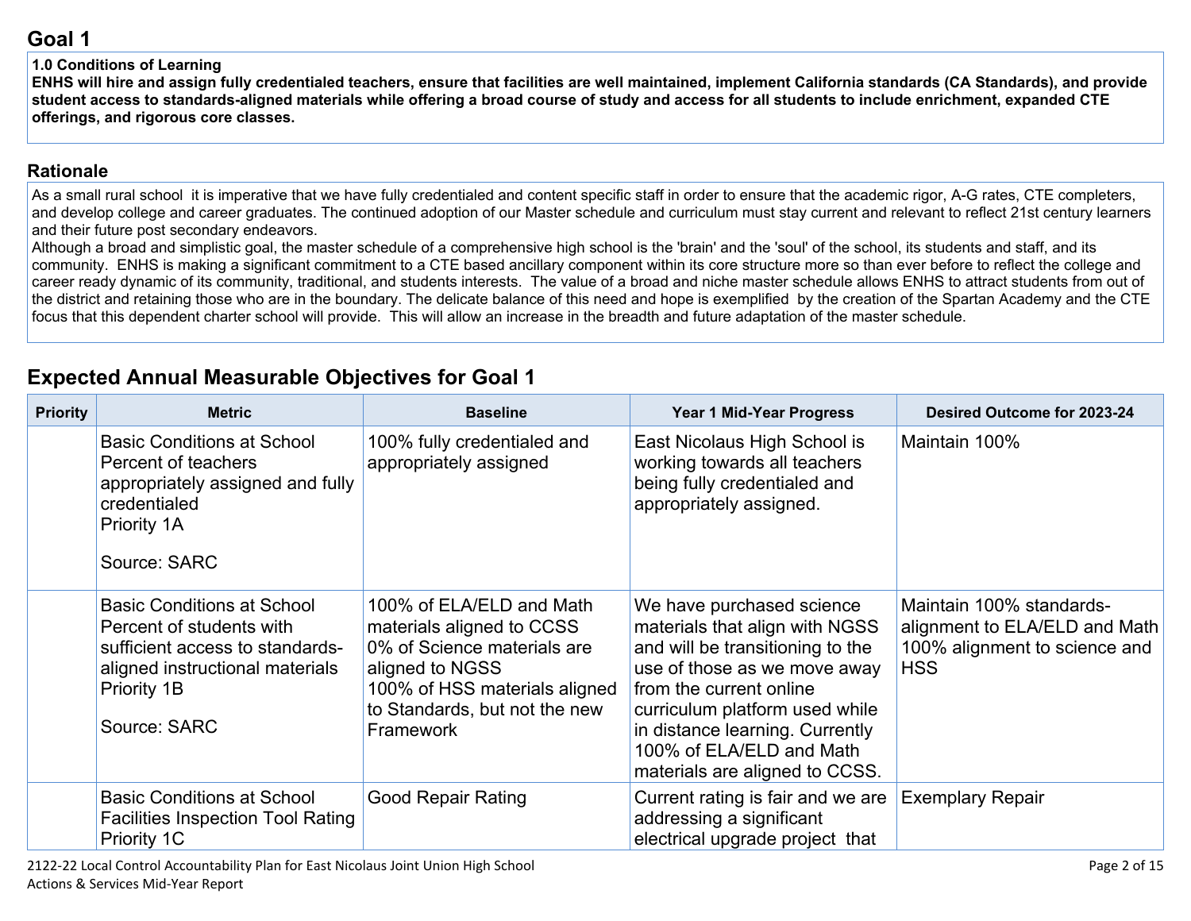## Goal 1

**1.0 Conditions of Learning**
**ENHS will hire and assign fully credentialed teachers, ensure that facilities are well maintained, implement California standards (CA Standards), and provide student access to standards-aligned materials while offering a broad course of study and access for all students to include enrichment, expanded CTE offerings, and rigorous core classes.**

### Rationale

As a small rural school it is imperative that we have fully credentialed and content specific staff in order to ensure that the academic rigor, A-G rates, CTE completers, and develop college and career graduates. The continued adoption of our Master schedule and curriculum must stay current and relevant to reflect 21st century learners and their future post secondary endeavors.
Although a broad and simplistic goal, the master schedule of a comprehensive high school is the 'brain' and the 'soul' of the school, its students and staff, and its community. ENHS is making a significant commitment to a CTE based ancillary component within its core structure more so than ever before to reflect the college and career ready dynamic of its community, traditional, and students interests. The value of a broad and niche master schedule allows ENHS to attract students from out of the district and retaining those who are in the boundary. The delicate balance of this need and hope is exemplified by the creation of the Spartan Academy and the CTE focus that this dependent charter school will provide. This will allow an increase in the breadth and future adaptation of the master schedule.

## Expected Annual Measurable Objectives for Goal 1

| Priority | Metric | Baseline | Year 1 Mid-Year Progress | Desired Outcome for 2023-24 |
|---|---|---|---|---|
| | Basic Conditions at School Percent of teachers appropriately assigned and fully credentialed Priority 1A<br><br>Source: SARC | 100% fully credentialed and appropriately assigned | East Nicolaus High School is working towards all teachers being fully credentialed and appropriately assigned. | Maintain 100% |
| | Basic Conditions at School Percent of students with sufficient access to standards-aligned instructional materials Priority 1B<br><br>Source: SARC | 100% of ELA/ELD and Math materials aligned to CCSS<br>0% of Science materials are aligned to NGSS<br>100% of HSS materials aligned to Standards, but not the new Framework | We have purchased science materials that align with NGSS and will be transitioning to the use of those as we move away from the current online curriculum platform used while in distance learning. Currently 100% of ELA/ELD and Math materials are aligned to CCSS. | Maintain 100% standards-alignment to ELA/ELD and Math<br>100% alignment to science and HSS |
| | Basic Conditions at School Facilities Inspection Tool Rating Priority 1C | Good Repair Rating | Current rating is fair and we are addressing a significant electrical upgrade project that | Exemplary Repair |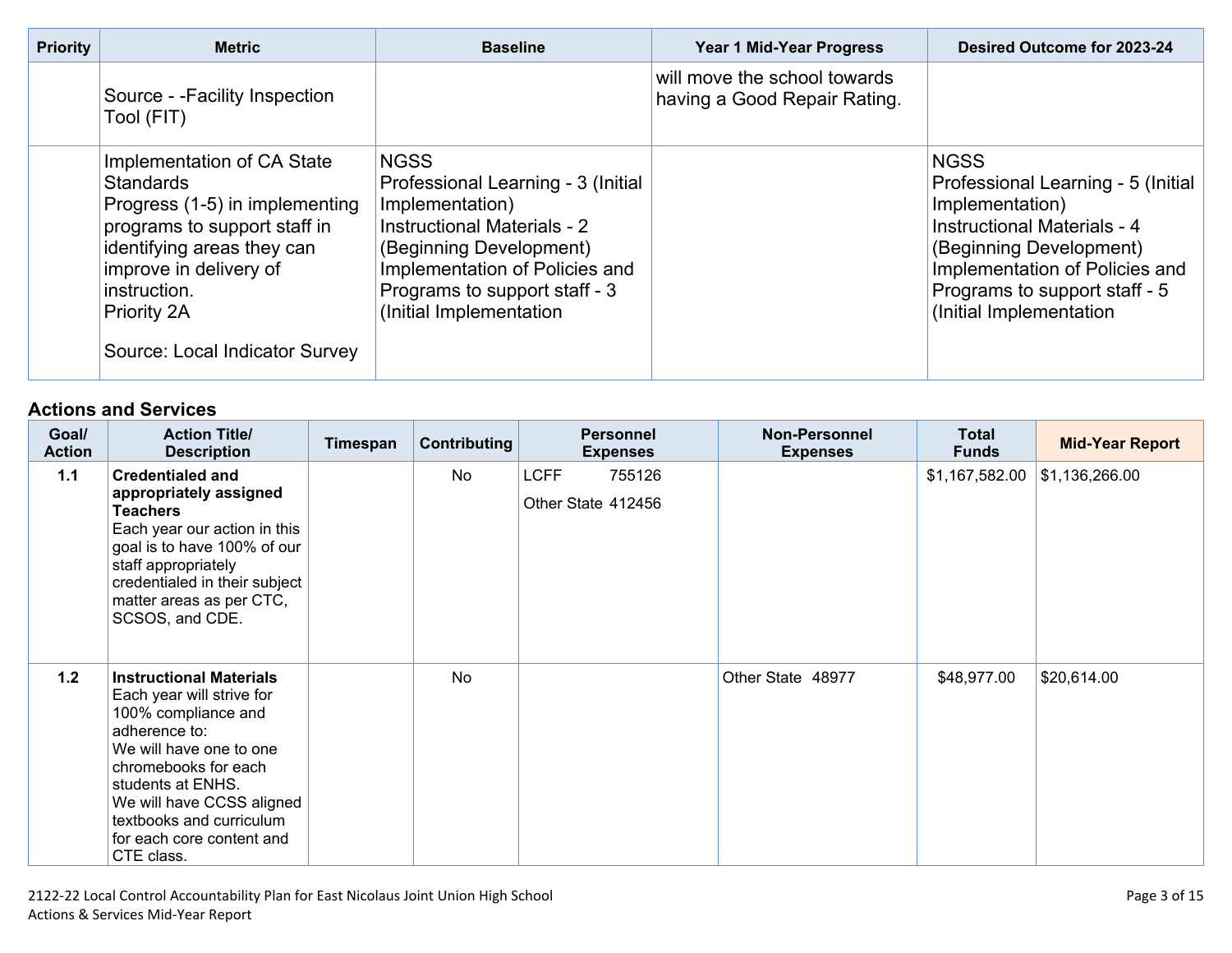| Priority | Metric | Baseline | Year 1 Mid-Year Progress | Desired Outcome for 2023-24 |
|---|---|---|---|---|
| | Source - -Facility Inspection Tool (FIT) | | will move the school towards having a Good Repair Rating. | |
| | Implementation of CA State Standards<br>Progress (1-5) in implementing programs to support staff in identifying areas they can improve in delivery of instruction.<br>Priority 2A<br><br>Source: Local Indicator Survey | NGSS<br>Professional Learning - 3 (Initial Implementation)<br>Instructional Materials - 2 (Beginning Development)<br>Implementation of Policies and Programs to support staff - 3 (Initial Implementation | | NGSS<br>Professional Learning - 5 (Initial Implementation)<br>Instructional Materials - 4 (Beginning Development)<br>Implementation of Policies and Programs to support staff - 5 (Initial Implementation |

## Actions and Services

| Goal/ Action | Action Title/ Description | Timespan | Contributing | Personnel Expenses | Non-Personnel Expenses | Total Funds | Mid-Year Report |
|---|---|---|---|---|---|---|---|
| 1.1 | **Credentialed and appropriately assigned Teachers**<br>Each year our action in this goal is to have 100% of our staff appropriately credentialed in their subject matter areas as per CTC, SCSOS, and CDE. | | No | LCFF 755126<br>Other State 412456 | | $1,167,582.00 | $1,136,266.00 |
| 1.2 | **Instructional Materials**<br>Each year will strive for 100% compliance and adherence to:<br>We will have one to one chromebooks for each students at ENHS.<br>We will have CCSS aligned textbooks and curriculum for each core content and CTE class. | | No | | Other State 48977 | $48,977.00 | $20,614.00 |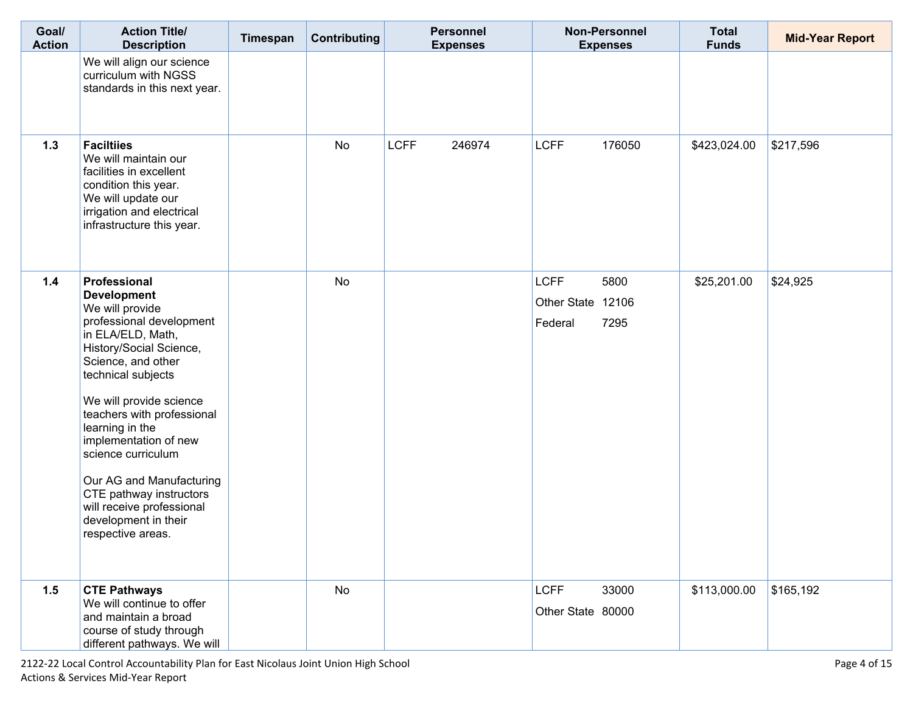| Goal/ Action | Action Title/ Description | Timespan | Contributing | Personnel Expenses | Non-Personnel Expenses | Total Funds | Mid-Year Report |
|---|---|---|---|---|---|---|---|
| | We will align our science curriculum with NGSS standards in this next year. | | | | | | |
| 1.3 | **Faciltiies**<br>We will maintain our facilities in excellent condition this year.<br>We will update our irrigation and electrical infrastructure this year. | | No | LCFF 246974 | LCFF 176050 | $423,024.00 | $217,596 |
| 1.4 | **Professional Development**<br>We will provide professional development in ELA/ELD, Math, History/Social Science, Science, and other technical subjects<br><br>We will provide science teachers with professional learning in the implementation of new science curriculum<br><br>Our AG and Manufacturing CTE pathway instructors will receive professional development in their respective areas. | | No | | LCFF 5800<br>Other State 12106<br>Federal 7295 | $25,201.00 | $24,925 |
| 1.5 | **CTE Pathways**<br>We will continue to offer and maintain a broad course of study through different pathways. We will | | No | | LCFF 33000<br>Other State 80000 | $113,000.00 | $165,192 |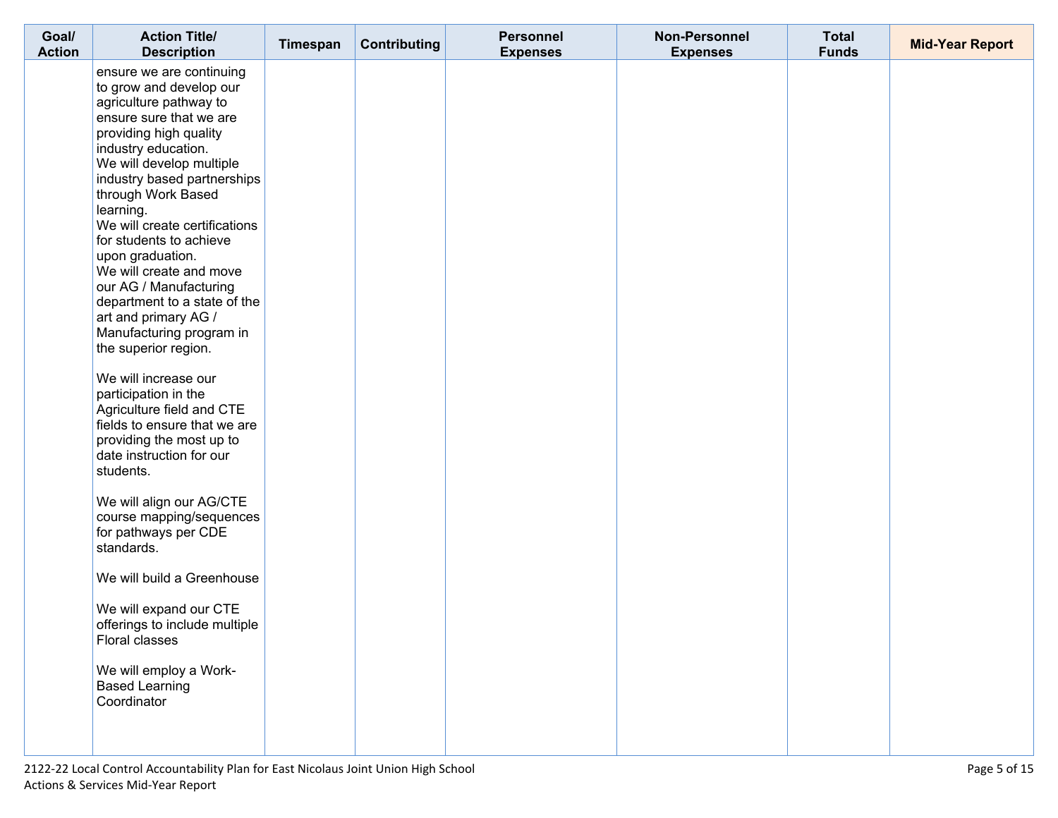| Goal/ Action | Action Title/ Description | Timespan | Contributing | Personnel Expenses | Non-Personnel Expenses | Total Funds | Mid-Year Report |
|---|---|---|---|---|---|---|---|
| | ensure we are continuing to grow and develop our agriculture pathway to ensure sure that we are providing high quality industry education.<br>We will develop multiple industry based partnerships through Work Based learning.<br>We will create certifications for students to achieve upon graduation.<br>We will create and move our AG / Manufacturing department to a state of the art and primary AG / Manufacturing program in the superior region.<br><br>We will increase our participation in the Agriculture field and CTE fields to ensure that we are providing the most up to date instruction for our students.<br><br>We will align our AG/CTE course mapping/sequences for pathways per CDE standards.<br><br>We will build a Greenhouse<br><br>We will expand our CTE offerings to include multiple Floral classes<br><br>We will employ a Work-Based Learning Coordinator | | | | | | |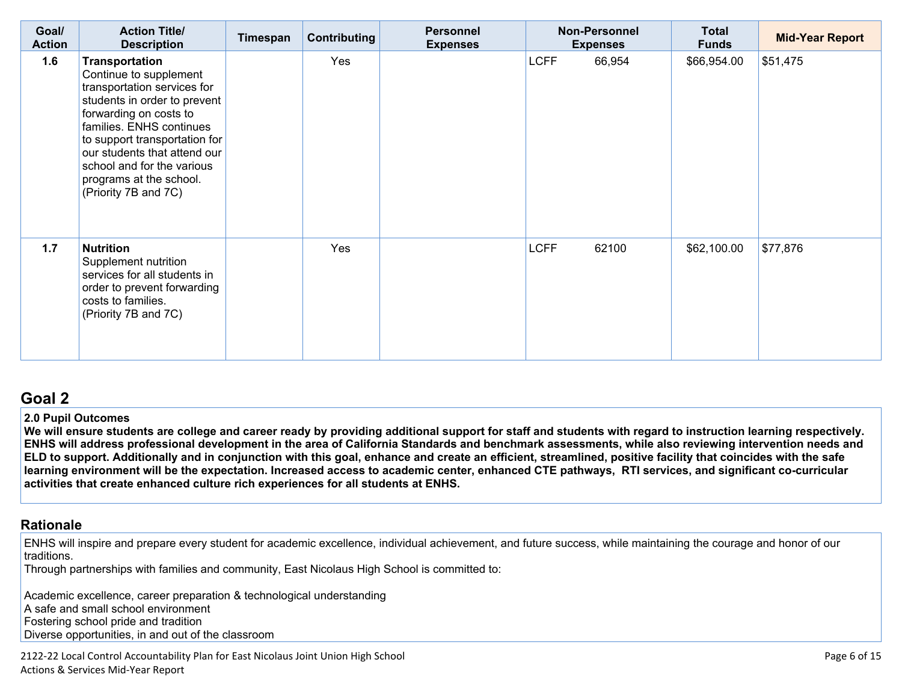| Goal/ Action | Action Title/ Description | Timespan | Contributing | Personnel Expenses | Non-Personnel Expenses | Total Funds | Mid-Year Report |
|---|---|---|---|---|---|---|---|
| **1.6** | **Transportation** Continue to supplement transportation services for students in order to prevent forwarding on costs to families. ENHS continues to support transportation for our students that attend our school and for the various programs at the school. (Priority 7B and 7C) | | Yes | | LCFF 66,954 | $66,954.00 | $51,475 |
| **1.7** | **Nutrition** Supplement nutrition services for all students in order to prevent forwarding costs to families. (Priority 7B and 7C) | | Yes | | LCFF 62100 | $62,100.00 | $77,876 |

## Goal 2

**2.0 Pupil Outcomes**
**We will ensure students are college and career ready by providing additional support for staff and students with regard to instruction learning respectively. ENHS will address professional development in the area of California Standards and benchmark assessments, while also reviewing intervention needs and ELD to support. Additionally and in conjunction with this goal, enhance and create an efficient, streamlined, positive facility that coincides with the safe learning environment will be the expectation. Increased access to academic center, enhanced CTE pathways, RTI services, and significant co-curricular activities that create enhanced culture rich experiences for all students at ENHS.**

## Rationale

ENHS will inspire and prepare every student for academic excellence, individual achievement, and future success, while maintaining the courage and honor of our traditions.
Through partnerships with families and community, East Nicolaus High School is committed to:

Academic excellence, career preparation & technological understanding
A safe and small school environment
Fostering school pride and tradition
Diverse opportunities, in and out of the classroom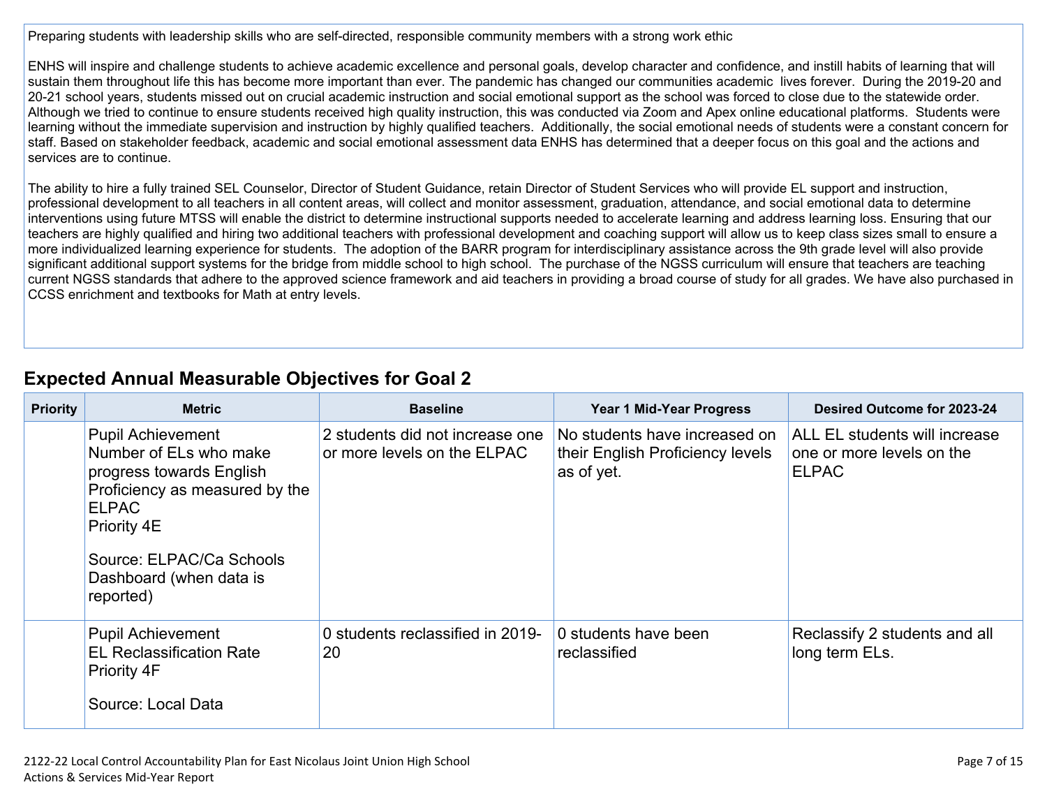Preparing students with leadership skills who are self-directed, responsible community members with a strong work ethic

ENHS will inspire and challenge students to achieve academic excellence and personal goals, develop character and confidence, and instill habits of learning that will sustain them throughout life this has become more important than ever. The pandemic has changed our communities academic lives forever. During the 2019-20 and 20-21 school years, students missed out on crucial academic instruction and social emotional support as the school was forced to close due to the statewide order. Although we tried to continue to ensure students received high quality instruction, this was conducted via Zoom and Apex online educational platforms. Students were learning without the immediate supervision and instruction by highly qualified teachers. Additionally, the social emotional needs of students were a constant concern for staff. Based on stakeholder feedback, academic and social emotional assessment data ENHS has determined that a deeper focus on this goal and the actions and services are to continue.

The ability to hire a fully trained SEL Counselor, Director of Student Guidance, retain Director of Student Services who will provide EL support and instruction, professional development to all teachers in all content areas, will collect and monitor assessment, graduation, attendance, and social emotional data to determine interventions using future MTSS will enable the district to determine instructional supports needed to accelerate learning and address learning loss. Ensuring that our teachers are highly qualified and hiring two additional teachers with professional development and coaching support will allow us to keep class sizes small to ensure a more individualized learning experience for students. The adoption of the BARR program for interdisciplinary assistance across the 9th grade level will also provide significant additional support systems for the bridge from middle school to high school. The purchase of the NGSS curriculum will ensure that teachers are teaching current NGSS standards that adhere to the approved science framework and aid teachers in providing a broad course of study for all grades. We have also purchased in CCSS enrichment and textbooks for Math at entry levels.

## Expected Annual Measurable Objectives for Goal 2

| Priority | Metric | Baseline | Year 1 Mid-Year Progress | Desired Outcome for 2023-24 |
|---|---|---|---|---|
| | Pupil Achievement<br>Number of ELs who make progress towards English Proficiency as measured by the ELPAC<br>Priority 4E<br><br>Source: ELPAC/Ca Schools Dashboard (when data is reported) | 2 students did not increase one or more levels on the ELPAC | No students have increased on their English Proficiency levels as of yet. | ALL EL students will increase one or more levels on the ELPAC |
| | Pupil Achievement<br>EL Reclassification Rate<br>Priority 4F<br><br>Source: Local Data | 0 students reclassified in 2019-20 | 0 students have been reclassified | Reclassify 2 students and all long term ELs. |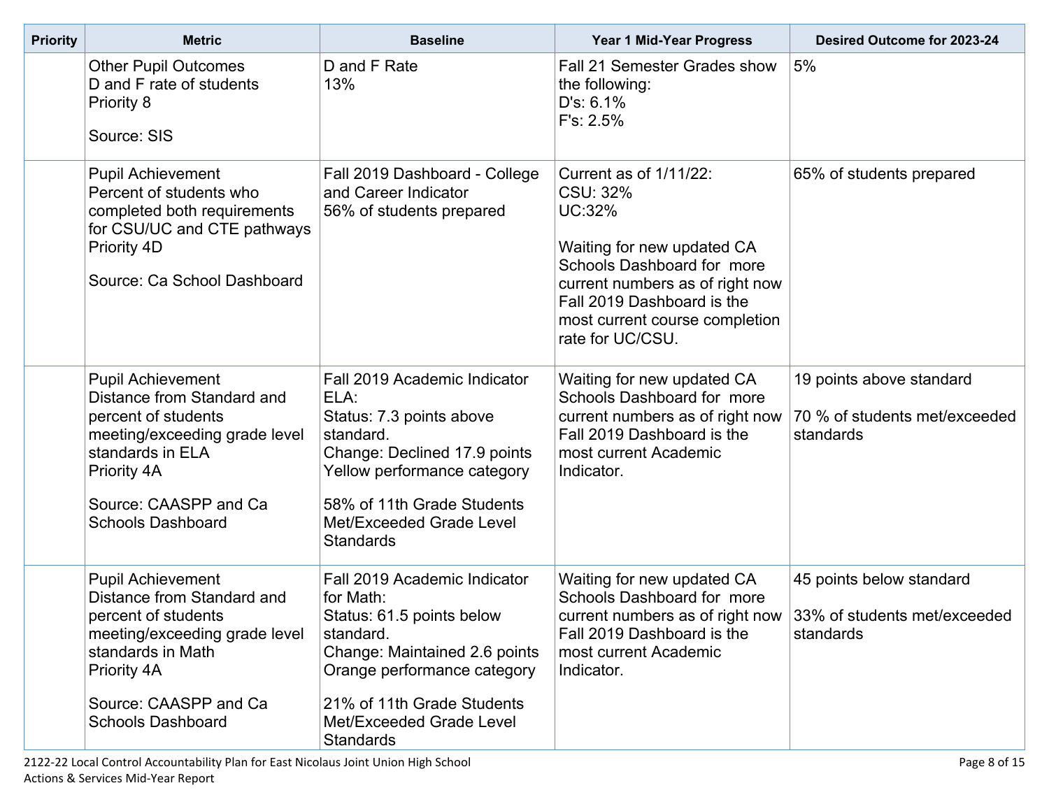| Priority | Metric | Baseline | Year 1 Mid-Year Progress | Desired Outcome for 2023-24 |
|---|---|---|---|---|
| | Other Pupil Outcomes<br>D and F rate of students<br>Priority 8<br><br>Source: SIS | D and F Rate<br>13% | Fall 21 Semester Grades show the following:<br>D's: 6.1%<br>F's: 2.5% | 5% |
| | Pupil Achievement<br>Percent of students who completed both requirements for CSU/UC and CTE pathways<br>Priority 4D<br><br>Source: Ca School Dashboard | Fall 2019 Dashboard - College and Career Indicator<br>56% of students prepared | Current as of 1/11/22:<br>CSU: 32%<br>UC:32%<br><br>Waiting for new updated CA Schools Dashboard for more current numbers as of right now Fall 2019 Dashboard is the most current course completion rate for UC/CSU. | 65% of students prepared |
| | Pupil Achievement<br>Distance from Standard and percent of students meeting/exceeding grade level standards in ELA<br>Priority 4A<br><br>Source: CAASPP and Ca Schools Dashboard | Fall 2019 Academic Indicator ELA:<br>Status: 7.3 points above standard.<br>Change: Declined 17.9 points<br>Yellow performance category<br><br>58% of 11th Grade Students Met/Exceeded Grade Level Standards | Waiting for new updated CA Schools Dashboard for more current numbers as of right now Fall 2019 Dashboard is the most current Academic Indicator. | 19 points above standard<br><br>70 % of students met/exceeded standards |
| | Pupil Achievement<br>Distance from Standard and percent of students meeting/exceeding grade level standards in Math<br>Priority 4A<br><br>Source: CAASPP and Ca Schools Dashboard | Fall 2019 Academic Indicator for Math:<br>Status: 61.5 points below standard.<br>Change: Maintained 2.6 points<br>Orange performance category<br><br>21% of 11th Grade Students Met/Exceeded Grade Level Standards | Waiting for new updated CA Schools Dashboard for more current numbers as of right now Fall 2019 Dashboard is the most current Academic Indicator. | 45 points below standard<br><br>33% of students met/exceeded standards |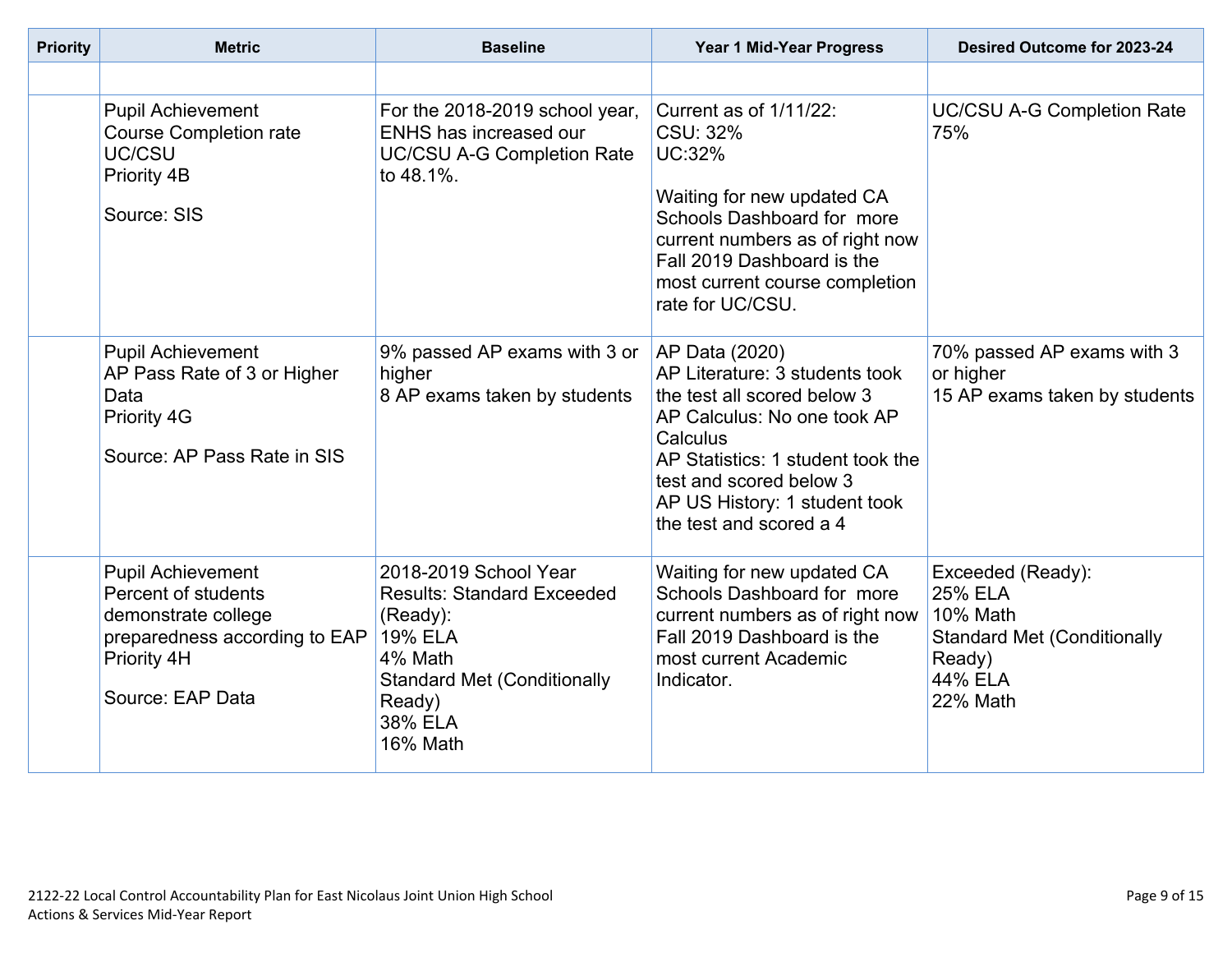| Priority | Metric | Baseline | Year 1 Mid-Year Progress | Desired Outcome for 2023-24 |
|---|---|---|---|---|
| | | | | |
| | Pupil Achievement<br>Course Completion rate UC/CSU<br>Priority 4B<br><br>Source: SIS | For the 2018-2019 school year, ENHS has increased our UC/CSU A-G Completion Rate to 48.1%. | Current as of 1/11/22:<br>CSU: 32%<br>UC:32%<br><br>Waiting for new updated CA Schools Dashboard for more current numbers as of right now Fall 2019 Dashboard is the most current course completion rate for UC/CSU. | UC/CSU A-G Completion Rate 75% |
| | Pupil Achievement<br>AP Pass Rate of 3 or Higher Data<br>Priority 4G<br><br>Source: AP Pass Rate in SIS | 9% passed AP exams with 3 or higher<br>8 AP exams taken by students | AP Data (2020)<br>AP Literature: 3 students took the test all scored below 3<br>AP Calculus: No one took AP Calculus<br>AP Statistics: 1 student took the test and scored below 3<br>AP US History: 1 student took the test and scored a 4 | 70% passed AP exams with 3 or higher<br>15 AP exams taken by students |
| | Pupil Achievement<br>Percent of students demonstrate college preparedness according to EAP<br>Priority 4H<br><br>Source: EAP Data | 2018-2019 School Year Results: Standard Exceeded (Ready):<br>19% ELA<br>4% Math<br>Standard Met (Conditionally Ready)<br>38% ELA<br>16% Math | Waiting for new updated CA Schools Dashboard for more current numbers as of right now Fall 2019 Dashboard is the most current Academic Indicator. | Exceeded (Ready):<br>25% ELA<br>10% Math<br>Standard Met (Conditionally Ready)<br>44% ELA<br>22% Math |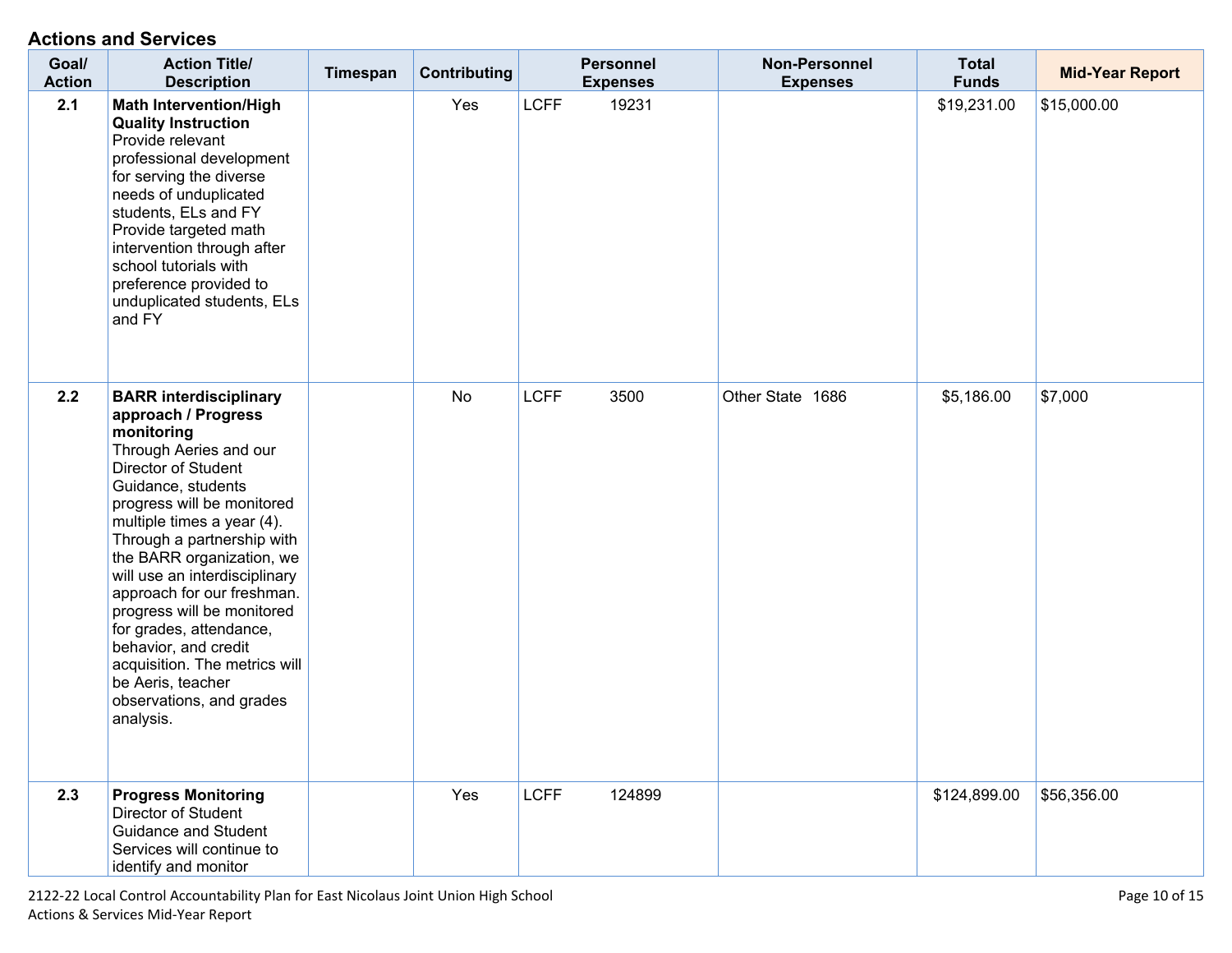## Actions and Services

| Goal/ Action | Action Title/ Description | Timespan | Contributing | Personnel Expenses | Non-Personnel Expenses | Total Funds | Mid-Year Report |
|---|---|---|---|---|---|---|---|
| 2.1 | **Math Intervention/High Quality Instruction** Provide relevant professional development for serving the diverse needs of unduplicated students, ELs and FY Provide targeted math intervention through after school tutorials with preference provided to unduplicated students, ELs and FY | | Yes | LCFF 19231 | | $19,231.00 | $15,000.00 |
| 2.2 | **BARR interdisciplinary approach / Progress monitoring** Through Aeries and our Director of Student Guidance, students progress will be monitored multiple times a year (4). Through a partnership with the BARR organization, we will use an interdisciplinary approach for our freshman. progress will be monitored for grades, attendance, behavior, and credit acquisition. The metrics will be Aeris, teacher observations, and grades analysis. | | No | LCFF 3500 | Other State 1686 | $5,186.00 | $7,000 |
| 2.3 | **Progress Monitoring** Director of Student Guidance and Student Services will continue to identify and monitor | | Yes | LCFF 124899 | | $124,899.00 | $56,356.00 |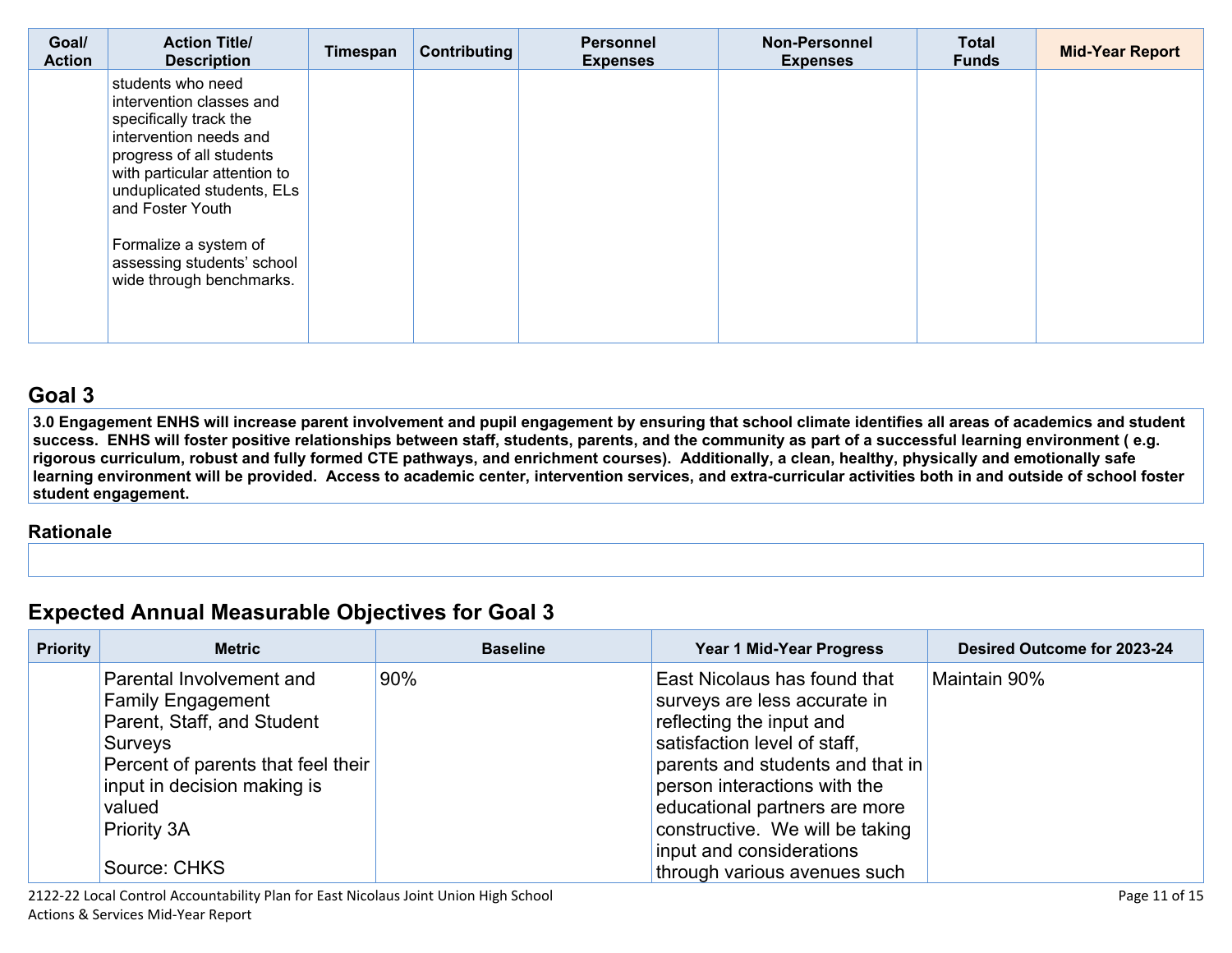| Goal/ Action | Action Title/ Description | Timespan | Contributing | Personnel Expenses | Non-Personnel Expenses | Total Funds | Mid-Year Report |
|---|---|---|---|---|---|---|---|
| | students who need intervention classes and specifically track the intervention needs and progress of all students with particular attention to unduplicated students, ELs and Foster Youth<br><br>Formalize a system of assessing students' school wide through benchmarks. | | | | | | |

## Goal 3

**3.0 Engagement ENHS will increase parent involvement and pupil engagement by ensuring that school climate identifies all areas of academics and student success. ENHS will foster positive relationships between staff, students, parents, and the community as part of a successful learning environment ( e.g. rigorous curriculum, robust and fully formed CTE pathways, and enrichment courses). Additionally, a clean, healthy, physically and emotionally safe learning environment will be provided. Access to academic center, intervention services, and extra-curricular activities both in and outside of school foster student engagement.**

### Rationale

## Expected Annual Measurable Objectives for Goal 3

| Priority | Metric | Baseline | Year 1 Mid-Year Progress | Desired Outcome for 2023-24 |
|---|---|---|---|---|
| | Parental Involvement and Family Engagement<br>Parent, Staff, and Student Surveys<br>Percent of parents that feel their input in decision making is valued<br>Priority 3A<br><br>Source: CHKS | 90% | East Nicolaus has found that surveys are less accurate in reflecting the input and satisfaction level of staff, parents and students and that in person interactions with the educational partners are more constructive. We will be taking input and considerations through various avenues such | Maintain 90% |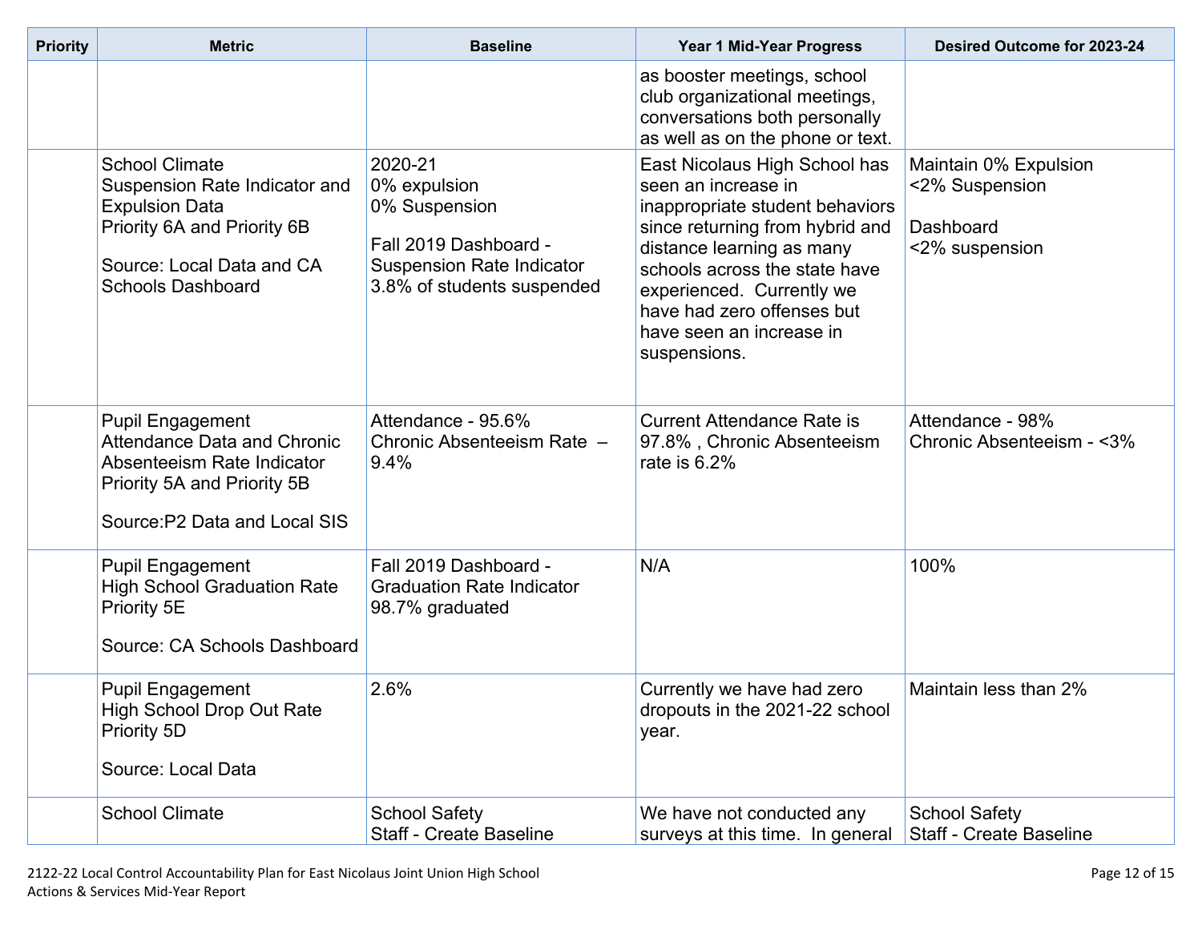| Priority | Metric | Baseline | Year 1 Mid-Year Progress | Desired Outcome for 2023-24 |
|---|---|---|---|---|
| | | | as booster meetings, school club organizational meetings, conversations both personally as well as on the phone or text. | |
| | School Climate<br>Suspension Rate Indicator and Expulsion Data<br>Priority 6A and Priority 6B<br><br>Source: Local Data and CA Schools Dashboard | 2020-21<br>0% expulsion<br>0% Suspension<br><br>Fall 2019 Dashboard - Suspension Rate Indicator<br>3.8% of students suspended | East Nicolaus High School has seen an increase in inappropriate student behaviors since returning from hybrid and distance learning as many schools across the state have experienced. Currently we have had zero offenses but have seen an increase in suspensions. | Maintain 0% Expulsion<br><2% Suspension<br><br>Dashboard<br><2% suspension |
| | Pupil Engagement<br>Attendance Data and Chronic Absenteeism Rate Indicator<br>Priority 5A and Priority 5B<br><br>Source:P2 Data and Local SIS | Attendance - 95.6%<br>Chronic Absenteeism Rate – 9.4% | Current Attendance Rate is 97.8% , Chronic Absenteeism rate is 6.2% | Attendance - 98%<br>Chronic Absenteeism - <3% |
| | Pupil Engagement<br>High School Graduation Rate<br>Priority 5E<br><br>Source: CA Schools Dashboard | Fall 2019 Dashboard - Graduation Rate Indicator<br>98.7% graduated | N/A | 100% |
| | Pupil Engagement<br>High School Drop Out Rate<br>Priority 5D<br><br>Source: Local Data | 2.6% | Currently we have had zero dropouts in the 2021-22 school year. | Maintain less than 2% |
| | School Climate | School Safety<br>Staff - Create Baseline | We have not conducted any surveys at this time. In general | School Safety<br>Staff - Create Baseline |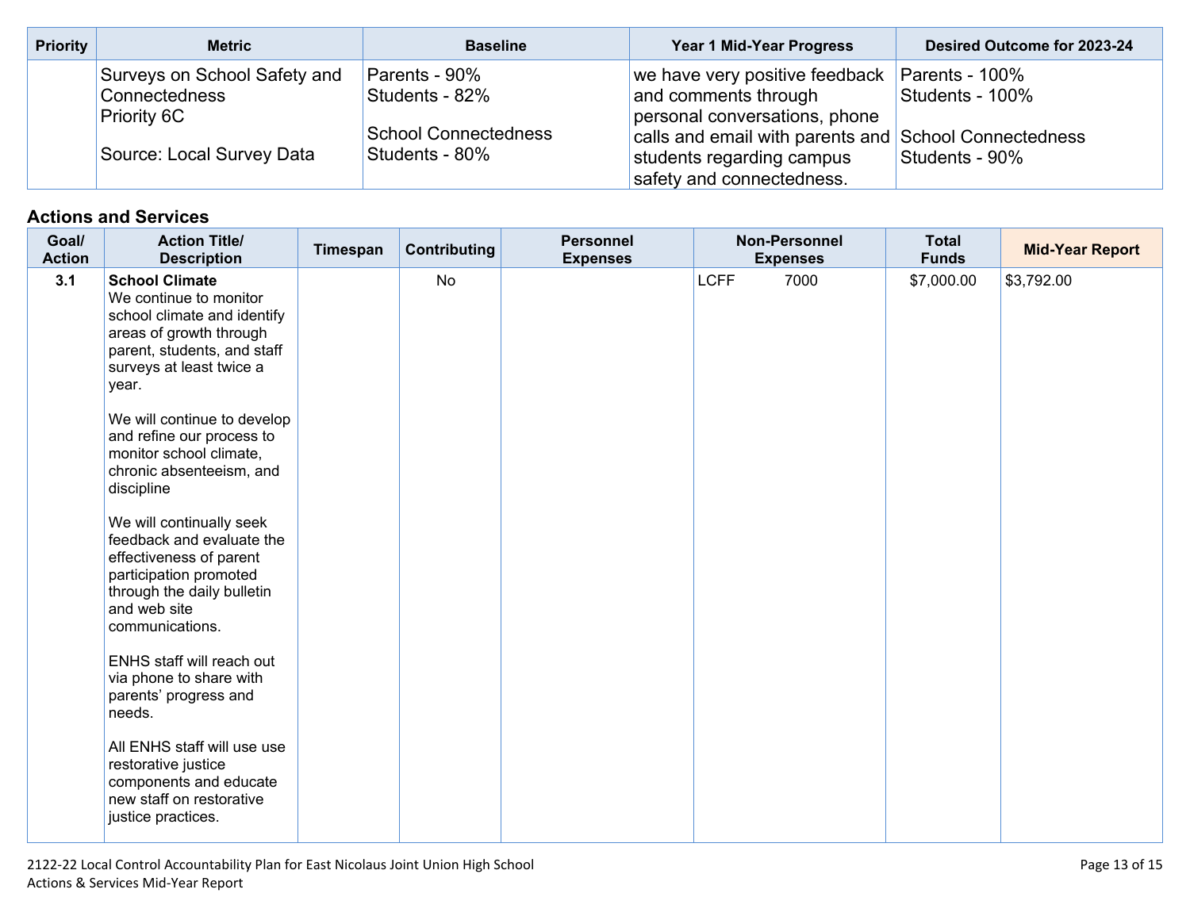| Priority | Metric | Baseline | Year 1 Mid-Year Progress | Desired Outcome for 2023-24 |
|---|---|---|---|---|
| | Surveys on School Safety and Connectedness<br>Priority 6C<br><br>Source: Local Survey Data | Parents - 90%<br>Students - 82%<br><br>School Connectedness<br>Students - 80% | we have very positive feedback and comments through personal conversations, phone calls and email with parents and students regarding campus safety and connectedness. | Parents - 100%<br>Students - 100%<br><br>School Connectedness<br>Students - 90% |

## Actions and Services

| Goal/ Action | Action Title/ Description | Timespan | Contributing | Personnel Expenses | Non-Personnel Expenses | Total Funds | Mid-Year Report |
|---|---|---|---|---|---|---|---|
| 3.1 | **School Climate**<br>We continue to monitor school climate and identify areas of growth through parent, students, and staff surveys at least twice a year.<br><br>We will continue to develop and refine our process to monitor school climate, chronic absenteeism, and discipline<br><br>We will continually seek feedback and evaluate the effectiveness of parent participation promoted through the daily bulletin and web site communications.<br><br>ENHS staff will reach out via phone to share with parents' progress and needs.<br><br>All ENHS staff will use use restorative justice components and educate new staff on restorative justice practices. | | No | | LCFF 7000 | $7,000.00 | $3,792.00 |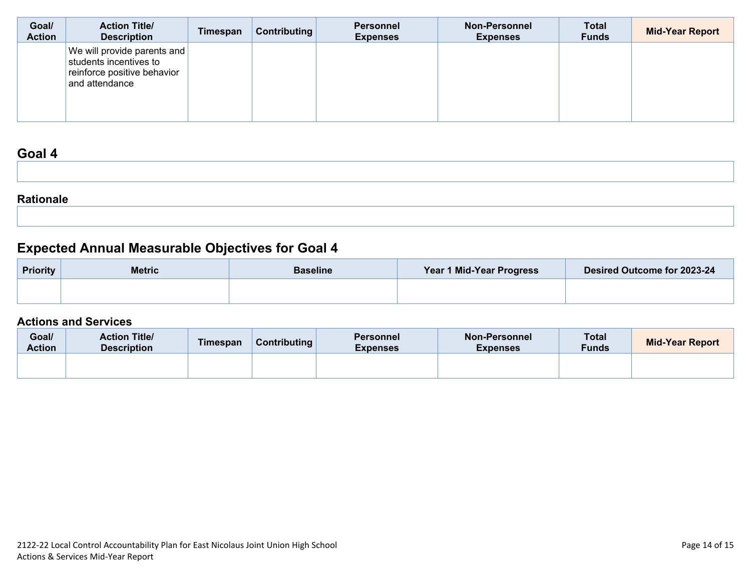| Goal/ Action | Action Title/ Description | Timespan | Contributing | Personnel Expenses | Non-Personnel Expenses | Total Funds | Mid-Year Report |
|---|---|---|---|---|---|---|---|
| | We will provide parents and students incentives to reinforce positive behavior and attendance | | | | | | |

## Goal 4

### Rationale

## Expected Annual Measurable Objectives for Goal 4

| Priority | Metric | Baseline | Year 1 Mid-Year Progress | Desired Outcome for 2023-24 |
|---|---|---|---|---|
| | | | | |

### Actions and Services

| Goal/ Action | Action Title/ Description | Timespan | Contributing | Personnel Expenses | Non-Personnel Expenses | Total Funds | Mid-Year Report |
|---|---|---|---|---|---|---|---|
| | | | | | | | |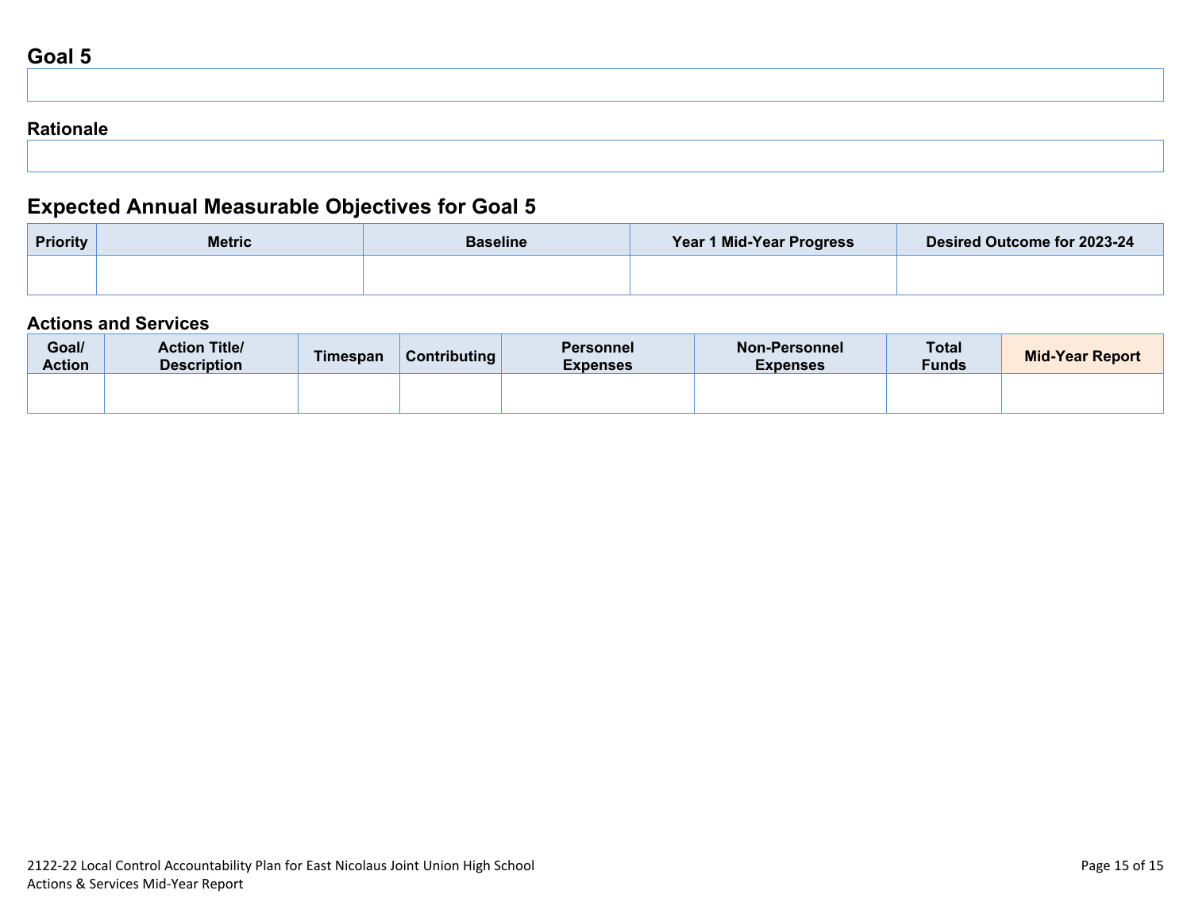## Goal 5

## Rationale

## Expected Annual Measurable Objectives for Goal 5

| Priority | Metric | Baseline | Year 1 Mid-Year Progress | Desired Outcome for 2023-24 |
|---|---|---|---|---|
| | | | | |

### Actions and Services

| Goal/ Action | Action Title/ Description | Timespan | Contributing | Personnel Expenses | Non-Personnel Expenses | Total Funds | Mid-Year Report |
|---|---|---|---|---|---|---|---|
| | | | | | | | |